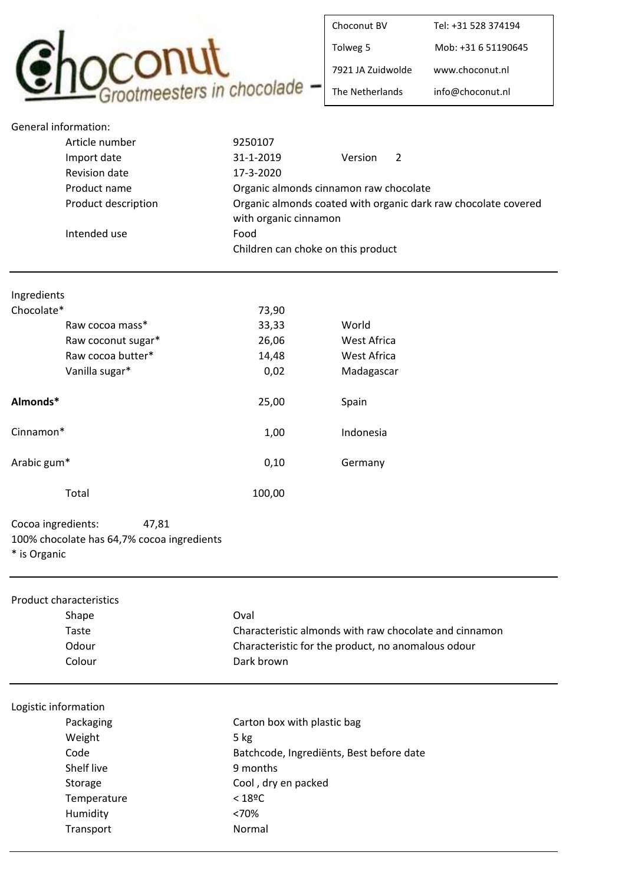Choconut — Grootmeesters in chocolade

| | |
|---|---|
| Choconut BV | Tel: +31 528 374194 |
| Tolweg 5 | Mob: +31 6 51190645 |
| 7921 JA Zuidwolde | www.choconut.nl |
| The Netherlands | info@choconut.nl |

## General information:

| | | |
|---|---|---|
| Article number | 9250107 | |
| Import date | 31-1-2019 | Version 2 |
| Revision date | 17-3-2020 | |
| Product name | Organic almonds cinnamon raw chocolate | |
| Product description | Organic almonds coated with organic dark raw chocolate covered with organic cinnamon | |
| Intended use | Food | |
| | Children can choke on this product | |

---

## Ingredients

| | | |
|---|---|---|
| Chocolate* | 73,90 | |
| Raw cocoa mass* | 33,33 | World |
| Raw coconut sugar* | 26,06 | West Africa |
| Raw cocoa butter* | 14,48 | West Africa |
| Vanilla sugar* | 0,02 | Madagascar |
| **Almonds*** | 25,00 | Spain |
| Cinnamon* | 1,00 | Indonesia |
| Arabic gum* | 0,10 | Germany |
| Total | 100,00 | |

Cocoa ingredients: 47,81

100% chocolate has 64,7% cocoa ingredients

* is Organic

---

## Product characteristics

| | |
|---|---|
| Shape | Oval |
| Taste | Characteristic almonds with raw chocolate and cinnamon |
| Odour | Characteristic for the product, no anomalous odour |
| Colour | Dark brown |

---

## Logistic information

| | |
|---|---|
| Packaging | Carton box with plastic bag |
| Weight | 5 kg |
| Code | Batchcode, Ingrediënts, Best before date |
| Shelf live | 9 months |
| Storage | Cool , dry en packed |
| Temperature | < 18ºC |
| Humidity | <70% |
| Transport | Normal |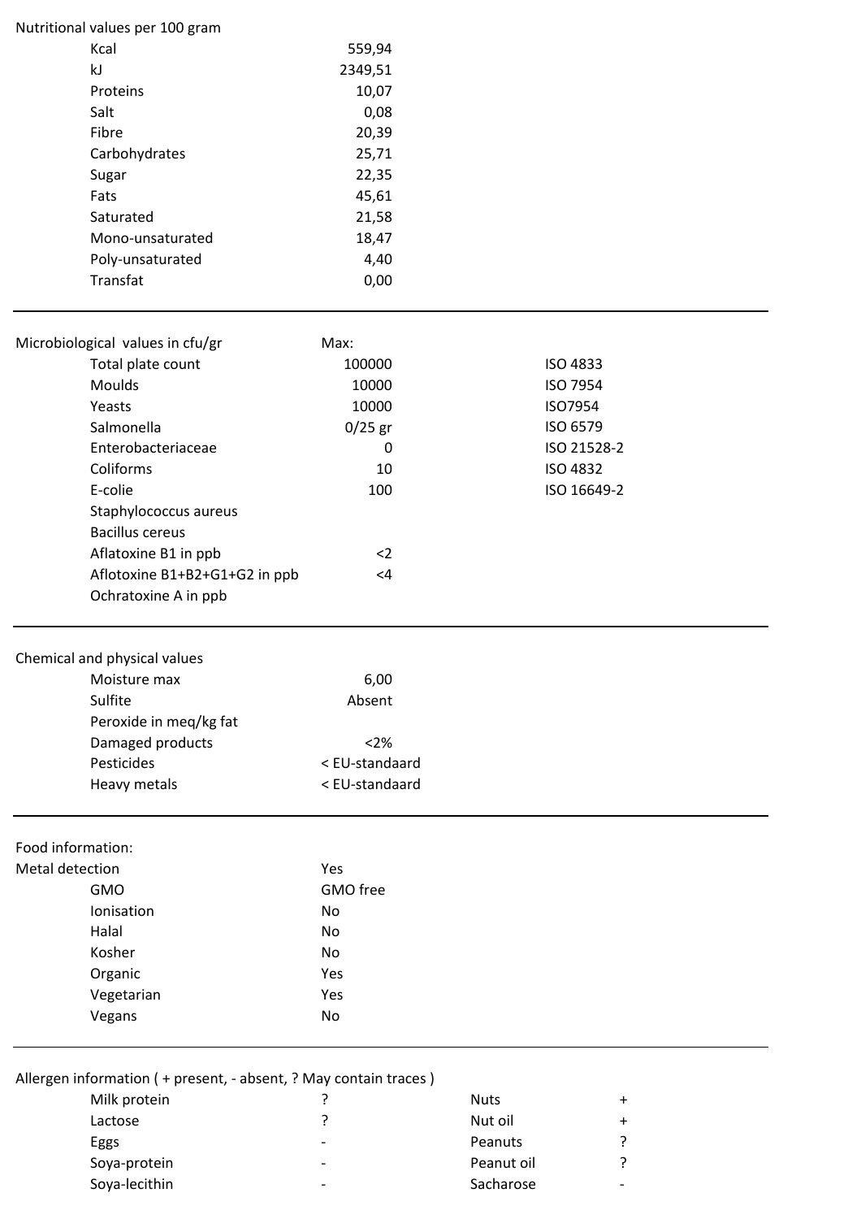## Nutritional values per 100 gram

| | |
|---|---|
| Kcal | 559,94 |
| kJ | 2349,51 |
| Proteins | 10,07 |
| Salt | 0,08 |
| Fibre | 20,39 |
| Carbohydrates | 25,71 |
| Sugar | 22,35 |
| Fats | 45,61 |
| Saturated | 21,58 |
| Mono-unsaturated | 18,47 |
| Poly-unsaturated | 4,40 |
| Transfat | 0,00 |

---

## Microbiological values in cfu/gr

| | Max: | |
|---|---|---|
| Total plate count | 100000 | ISO 4833 |
| Moulds | 10000 | ISO 7954 |
| Yeasts | 10000 | ISO7954 |
| Salmonella | 0/25 gr | ISO 6579 |
| Enterobacteriaceae | 0 | ISO 21528-2 |
| Coliforms | 10 | ISO 4832 |
| E-colie | 100 | ISO 16649-2 |
| Staphylococcus aureus | | |
| Bacillus cereus | | |
| Aflatoxine B1 in ppb | <2 | |
| Aflotoxine B1+B2+G1+G2 in ppb | <4 | |
| Ochratoxine A in ppb | | |

---

## Chemical and physical values

| | |
|---|---|
| Moisture max | 6,00 |
| Sulfite | Absent |
| Peroxide in meq/kg fat | |
| Damaged products | <2% |
| Pesticides | < EU-standaard |
| Heavy metals | < EU-standaard |

---

## Food information:

| | |
|---|---|
| Metal detection | Yes |
| GMO | GMO free |
| Ionisation | No |
| Halal | No |
| Kosher | No |
| Organic | Yes |
| Vegetarian | Yes |
| Vegans | No |

---

## Allergen information ( + present, - absent, ? May contain traces )

| | | | |
|---|---|---|---|
| Milk protein | ? | Nuts | + |
| Lactose | ? | Nut oil | + |
| Eggs | - | Peanuts | ? |
| Soya-protein | - | Peanut oil | ? |
| Soya-lecithin | - | Sacharose | - |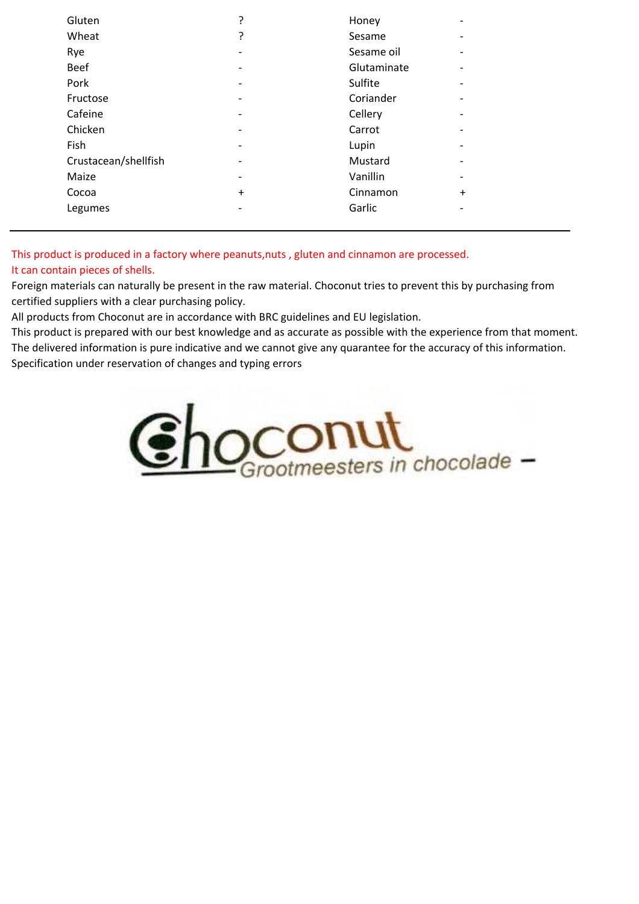| | | | |
|---|---|---|---|
| Gluten | ? | Honey | - |
| Wheat | ? | Sesame | - |
| Rye | - | Sesame oil | - |
| Beef | - | Glutaminate | - |
| Pork | - | Sulfite | - |
| Fructose | - | Coriander | - |
| Cafeine | - | Cellery | - |
| Chicken | - | Carrot | - |
| Fish | - | Lupin | - |
| Crustacean/shellfish | - | Mustard | - |
| Maize | - | Vanillin | - |
| Cocoa | + | Cinnamon | + |
| Legumes | - | Garlic | - |

---

This product is produced in a factory where peanuts,nuts , gluten and cinnamon are processed.
It can contain pieces of shells.

Foreign materials can naturally be present in the raw material. Choconut tries to prevent this by purchasing from certified suppliers with a clear purchasing policy.
All products from Choconut are in accordance with BRC guidelines and EU legislation.
This product is prepared with our best knowledge and as accurate as possible with the experience from that moment.
The delivered information is pure indicative and we cannot give any quarantee for the accuracy of this information.
Specification under reservation of changes and typing errors

Choconut Grootmeesters in chocolade